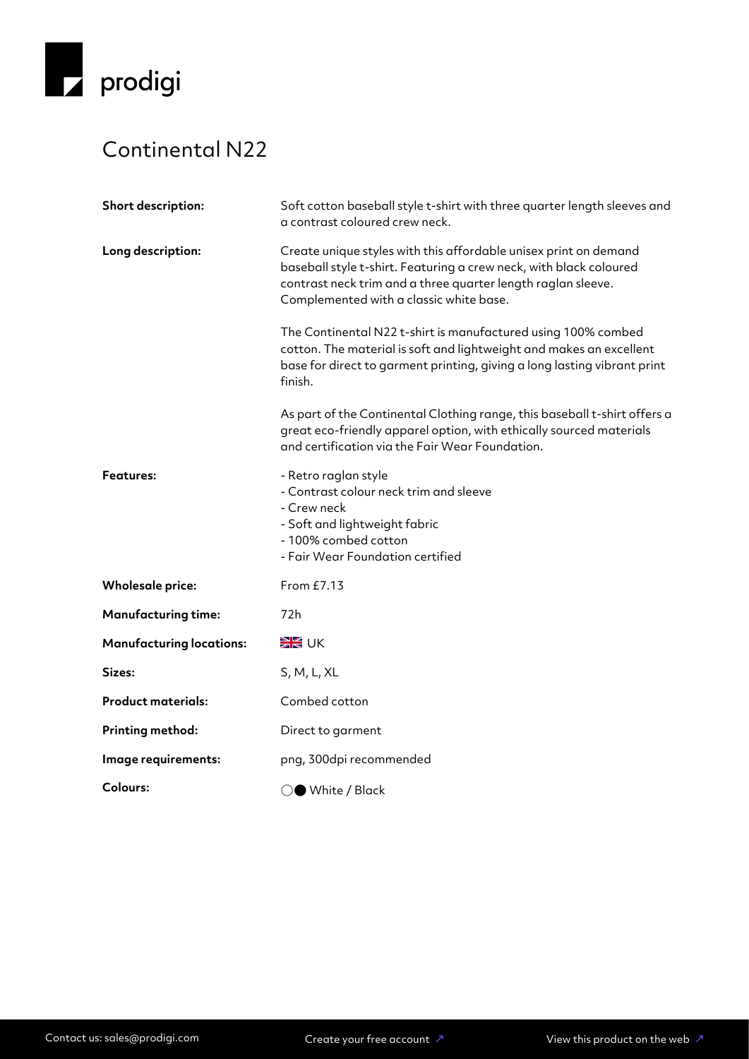prodigi

# Continental N22

| | |
|---|---|
| **Short description:** | Soft cotton baseball style t-shirt with three quarter length sleeves and a contrast coloured crew neck. |
| **Long description:** | Create unique styles with this affordable unisex print on demand baseball style t-shirt. Featuring a crew neck, with black coloured contrast neck trim and a three quarter length raglan sleeve. Complemented with a classic white base.<br><br>The Continental N22 t-shirt is manufactured using 100% combed cotton. The material is soft and lightweight and makes an excellent base for direct to garment printing, giving a long lasting vibrant print finish.<br><br>As part of the Continental Clothing range, this baseball t-shirt offers a great eco-friendly apparel option, with ethically sourced materials and certification via the Fair Wear Foundation. |
| **Features:** | - Retro raglan style<br>- Contrast colour neck trim and sleeve<br>- Crew neck<br>- Soft and lightweight fabric<br>- 100% combed cotton<br>- Fair Wear Foundation certified |
| **Wholesale price:** | From £7.13 |
| **Manufacturing time:** | 72h |
| **Manufacturing locations:** | 🇬🇧 UK |
| **Sizes:** | S, M, L, XL |
| **Product materials:** | Combed cotton |
| **Printing method:** | Direct to garment |
| **Image requirements:** | png, 300dpi recommended |
| **Colours:** | ○● White / Black |

Contact us: sales@prodigi.com

Create your free account ↗

View this product on the web ↗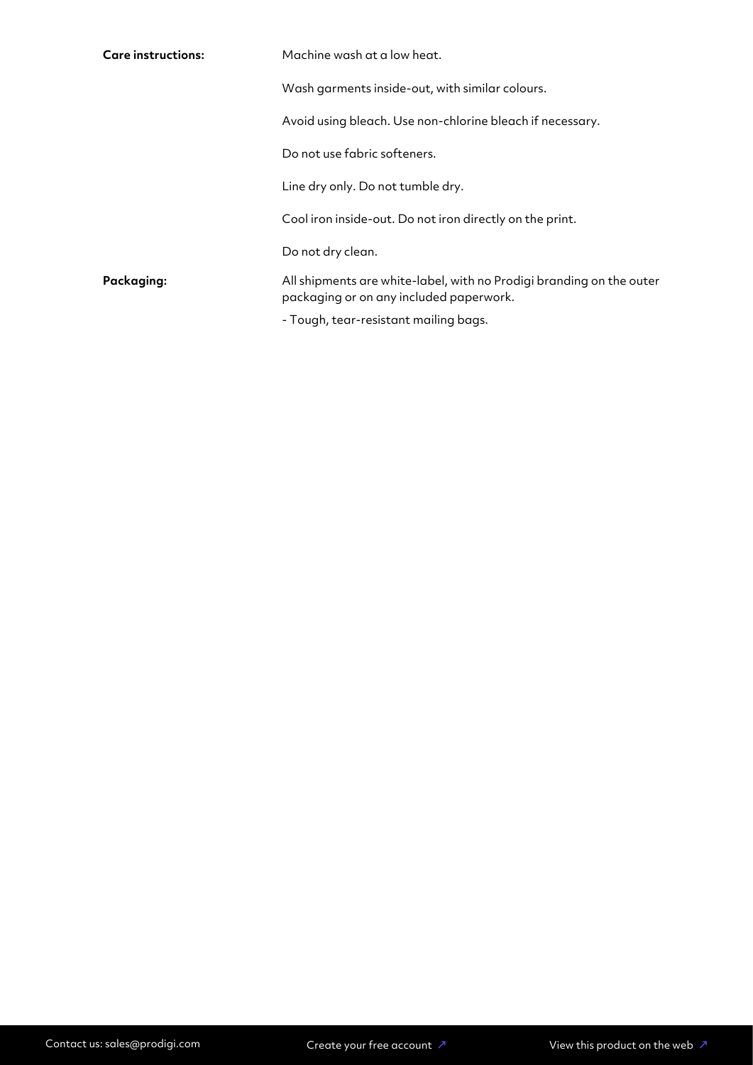**Care instructions:**

Machine wash at a low heat.

Wash garments inside-out, with similar colours.

Avoid using bleach. Use non-chlorine bleach if necessary.

Do not use fabric softeners.

Line dry only. Do not tumble dry.

Cool iron inside-out. Do not iron directly on the print.

Do not dry clean.

**Packaging:**

All shipments are white-label, with no Prodigi branding on the outer packaging or on any included paperwork.

- Tough, tear-resistant mailing bags.